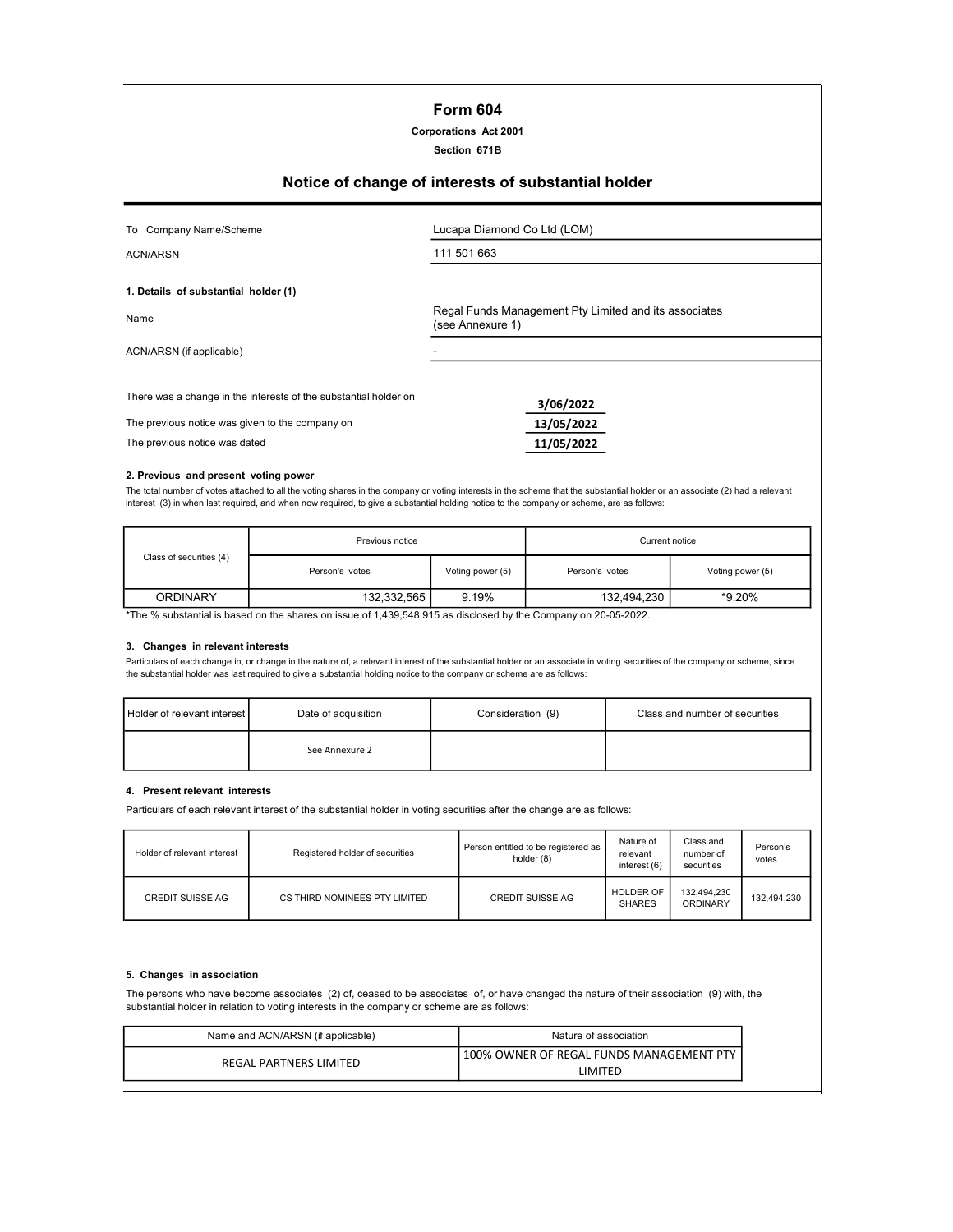# Form 604

**Corporations Act 2001**

**Section 671B**

## Notice of change of interests of substantial holder

| | |
|---|---|
| To Company Name/Scheme | Lucapa Diamond Co Ltd (LOM) |
| ACN/ARSN | 111 501 663 |

**1. Details of substantial holder (1)**

| | |
|---|---|
| Name | Regal Funds Management Pty Limited and its associates (see Annexure 1) |
| ACN/ARSN (if applicable) | - |

| | |
|---|---|
| There was a change in the interests of the substantial holder on | 3/06/2022 |
| The previous notice was given to the company on | 13/05/2022 |
| The previous notice was dated | 11/05/2022 |

**2. Previous and present voting power**

The total number of votes attached to all the voting shares in the company or voting interests in the scheme that the substantial holder or an associate (2) had a relevant interest (3) in when last required, and when now required, to give a substantial holding notice to the company or scheme, are as follows:

| Class of securities (4) | Previous notice | | Current notice | |
|---|---|---|---|---|
| | Person's votes | Voting power (5) | Person's votes | Voting power (5) |
| ORDINARY | 132,332,565 | 9.19% | 132,494,230 | *9.20% |

*The % substantial is based on the shares on issue of 1,439,548,915 as disclosed by the Company on 20-05-2022.

**3. Changes in relevant interests**

Particulars of each change in, or change in the nature of, a relevant interest of the substantial holder or an associate in voting securities of the company or scheme, since the substantial holder was last required to give a substantial holding notice to the company or scheme are as follows:

| Holder of relevant interest | Date of acquisition | Consideration (9) | Class and number of securities |
|---|---|---|---|
| | See Annexure 2 | | |

**4. Present relevant interests**

Particulars of each relevant interest of the substantial holder in voting securities after the change are as follows:

| Holder of relevant interest | Registered holder of securities | Person entitled to be registered as holder (8) | Nature of relevant interest (6) | Class and number of securities | Person's votes |
|---|---|---|---|---|---|
| CREDIT SUISSE AG | CS THIRD NOMINEES PTY LIMITED | CREDIT SUISSE AG | HOLDER OF SHARES | 132,494,230 ORDINARY | 132,494,230 |

**5. Changes in association**

The persons who have become associates (2) of, ceased to be associates of, or have changed the nature of their association (9) with, the substantial holder in relation to voting interests in the company or scheme are as follows:

| Name and ACN/ARSN (if applicable) | Nature of association |
|---|---|
| REGAL PARTNERS LIMITED | 100% OWNER OF REGAL FUNDS MANAGEMENT PTY LIMITED |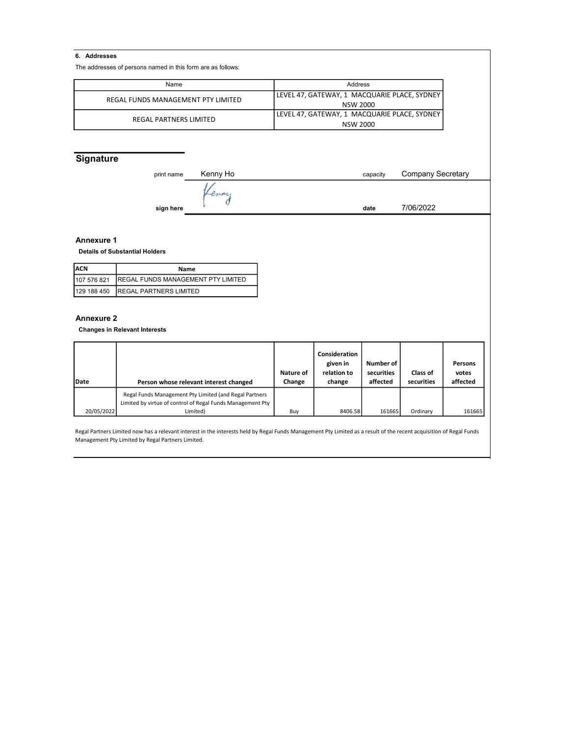### 6. Addresses

The addresses of persons named in this form are as follows:

| Name | Address |
|---|---|
| REGAL FUNDS MANAGEMENT PTY LIMITED | LEVEL 47, GATEWAY, 1 MACQUARIE PLACE, SYDNEY NSW 2000 |
| REGAL PARTNERS LIMITED | LEVEL 47, GATEWAY, 1 MACQUARIE PLACE, SYDNEY NSW 2000 |

## Signature

print name Kenny Ho capacity Company Secretary

sign here Kenny date 7/06/2022

### Annexure 1

**Details of Substantial Holders**

| ACN | Name |
|---|---|
| 107 576 821 | REGAL FUNDS MANAGEMENT PTY LIMITED |
| 129 188 450 | REGAL PARTNERS LIMITED |

### Annexure 2

**Changes in Relevant Interests**

| Date | Person whose relevant interest changed | Nature of Change | Consideration given in relation to change | Number of securities affected | Class of securities | Persons votes affected |
|---|---|---|---|---|---|---|
| 20/05/2022 | Regal Funds Management Pty Limited (and Regal Partners Limited by virtue of control of Regal Funds Management Pty Limited) | Buy | 8406.58 | 161665 | Ordinary | 161665 |

Regal Partners Limited now has a relevant interest in the interests held by Regal Funds Management Pty Limited as a result of the recent acquisition of Regal Funds Management Pty Limited by Regal Partners Limited.